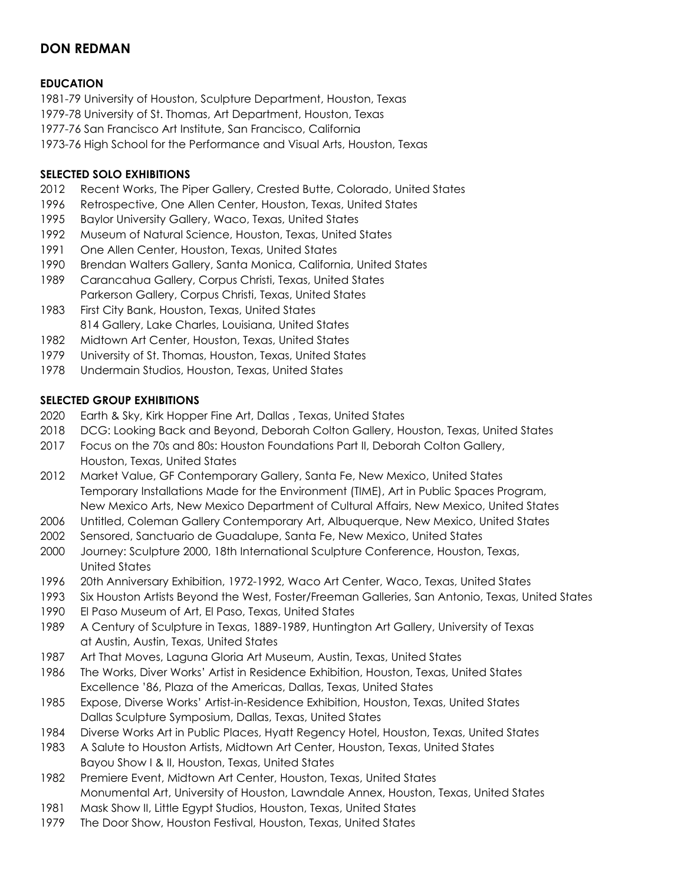# DON REDMAN

## EDUCATION

1981-79 University of Houston, Sculpture Department, Houston, Texas
1979-78 University of St. Thomas, Art Department, Houston, Texas
1977-76 San Francisco Art Institute, San Francisco, California
1973-76 High School for the Performance and Visual Arts, Houston, Texas

## SELECTED SOLO EXHIBITIONS

2012 Recent Works, The Piper Gallery, Crested Butte, Colorado, United States
1996 Retrospective, One Allen Center, Houston, Texas, United States
1995 Baylor University Gallery, Waco, Texas, United States
1992 Museum of Natural Science, Houston, Texas, United States
1991 One Allen Center, Houston, Texas, United States
1990 Brendan Walters Gallery, Santa Monica, California, United States
1989 Carancahua Gallery, Corpus Christi, Texas, United States
Parkerson Gallery, Corpus Christi, Texas, United States
1983 First City Bank, Houston, Texas, United States
814 Gallery, Lake Charles, Louisiana, United States
1982 Midtown Art Center, Houston, Texas, United States
1979 University of St. Thomas, Houston, Texas, United States
1978 Undermain Studios, Houston, Texas, United States

## SELECTED GROUP EXHIBITIONS

2020 Earth & Sky, Kirk Hopper Fine Art, Dallas , Texas, United States
2018 DCG: Looking Back and Beyond, Deborah Colton Gallery, Houston, Texas, United States
2017 Focus on the 70s and 80s: Houston Foundations Part II, Deborah Colton Gallery, Houston, Texas, United States
2012 Market Value, GF Contemporary Gallery, Santa Fe, New Mexico, United States
Temporary Installations Made for the Environment (TIME), Art in Public Spaces Program, New Mexico Arts, New Mexico Department of Cultural Affairs, New Mexico, United States
2006 Untitled, Coleman Gallery Contemporary Art, Albuquerque, New Mexico, United States
2002 Sensored, Sanctuario de Guadalupe, Santa Fe, New Mexico, United States
2000 Journey: Sculpture 2000, 18th International Sculpture Conference, Houston, Texas, United States
1996 20th Anniversary Exhibition, 1972-1992, Waco Art Center, Waco, Texas, United States
1993 Six Houston Artists Beyond the West, Foster/Freeman Galleries, San Antonio, Texas, United States
1990 El Paso Museum of Art, El Paso, Texas, United States
1989 A Century of Sculpture in Texas, 1889-1989, Huntington Art Gallery, University of Texas at Austin, Austin, Texas, United States
1987 Art That Moves, Laguna Gloria Art Museum, Austin, Texas, United States
1986 The Works, Diver Works' Artist in Residence Exhibition, Houston, Texas, United States
Excellence '86, Plaza of the Americas, Dallas, Texas, United States
1985 Expose, Diverse Works' Artist-in-Residence Exhibition, Houston, Texas, United States
Dallas Sculpture Symposium, Dallas, Texas, United States
1984 Diverse Works Art in Public Places, Hyatt Regency Hotel, Houston, Texas, United States
1983 A Salute to Houston Artists, Midtown Art Center, Houston, Texas, United States
Bayou Show I & II, Houston, Texas, United States
1982 Premiere Event, Midtown Art Center, Houston, Texas, United States
Monumental Art, University of Houston, Lawndale Annex, Houston, Texas, United States
1981 Mask Show II, Little Egypt Studios, Houston, Texas, United States
1979 The Door Show, Houston Festival, Houston, Texas, United States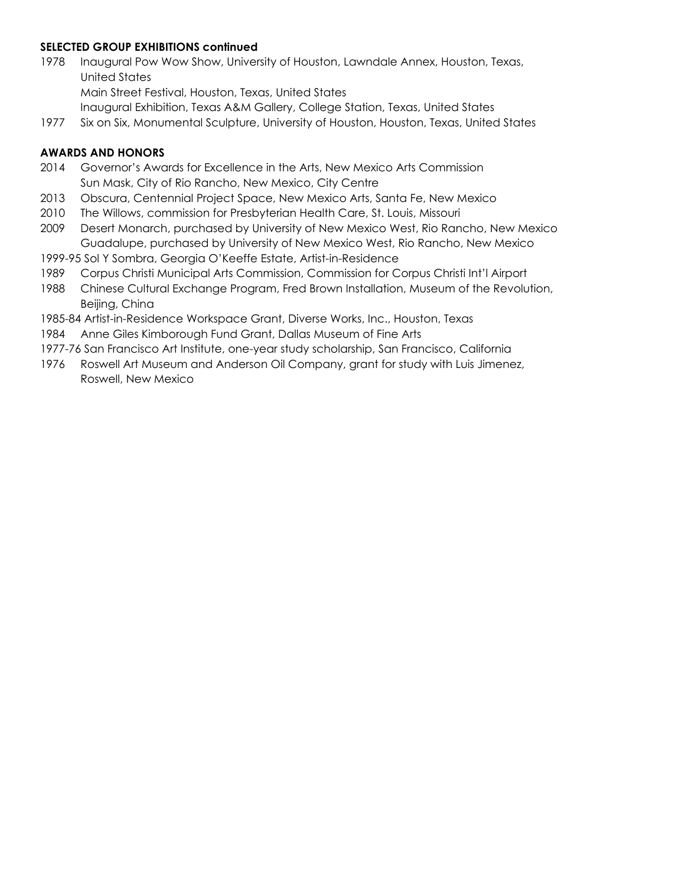**SELECTED GROUP EXHIBITIONS continued**

1978 Inaugural Pow Wow Show, University of Houston, Lawndale Annex, Houston, Texas, United States
Main Street Festival, Houston, Texas, United States
Inaugural Exhibition, Texas A&M Gallery, College Station, Texas, United States

1977 Six on Six, Monumental Sculpture, University of Houston, Houston, Texas, United States

**AWARDS AND HONORS**

2014 Governor's Awards for Excellence in the Arts, New Mexico Arts Commission
Sun Mask, City of Rio Rancho, New Mexico, City Centre

2013 Obscura, Centennial Project Space, New Mexico Arts, Santa Fe, New Mexico

2010 The Willows, commission for Presbyterian Health Care, St. Louis, Missouri

2009 Desert Monarch, purchased by University of New Mexico West, Rio Rancho, New Mexico
Guadalupe, purchased by University of New Mexico West, Rio Rancho, New Mexico

1999-95 Sol Y Sombra, Georgia O'Keeffe Estate, Artist-in-Residence

1989 Corpus Christi Municipal Arts Commission, Commission for Corpus Christi Int'l Airport

1988 Chinese Cultural Exchange Program, Fred Brown Installation, Museum of the Revolution, Beijing, China

1985-84 Artist-in-Residence Workspace Grant, Diverse Works, Inc., Houston, Texas

1984 Anne Giles Kimborough Fund Grant, Dallas Museum of Fine Arts

1977-76 San Francisco Art Institute, one-year study scholarship, San Francisco, California

1976 Roswell Art Museum and Anderson Oil Company, grant for study with Luis Jimenez, Roswell, New Mexico